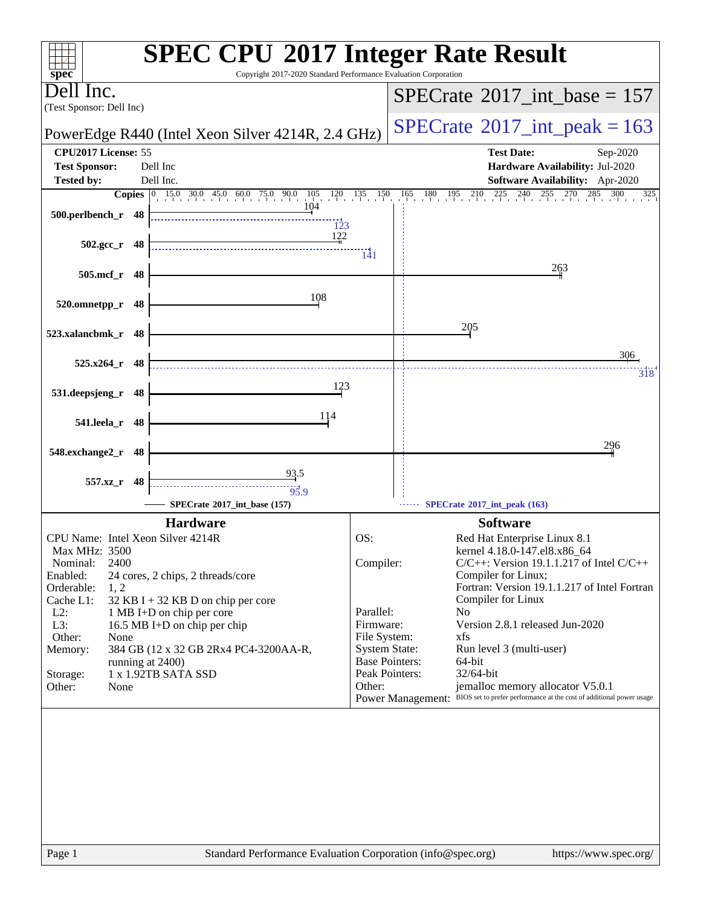# SPEC CPU 2017 Integer Rate Result

Copyright 2017-2020 Standard Performance Evaluation Corporation

**Dell Inc.**
(Test Sponsor: Dell Inc)

PowerEdge R440 (Intel Xeon Silver 4214R, 2.4 GHz)

SPECrate 2017_int_base = 157

SPECrate 2017_int_peak = 163

| | | | |
|---|---|---|---|
| **CPU2017 License:** | 55 | **Test Date:** | Sep-2020 |
| **Test Sponsor:** | Dell Inc | **Hardware Availability:** | Jul-2020 |
| **Tested by:** | Dell Inc. | **Software Availability:** | Apr-2020 |

| Benchmark | Copies | Base | Peak |
|---|---|---|---|
| 500.perlbench_r | 48 | 104 | 123 |
| 502.gcc_r | 48 | 122 | 141 |
| 505.mcf_r | 48 | 263 | |
| 520.omnetpp_r | 48 | 108 | |
| 523.xalancbmk_r | 48 | 205 | |
| 525.x264_r | 48 | 306 | 318 |
| 531.deepsjeng_r | 48 | 123 | |
| 541.leela_r | 48 | 114 | |
| 548.exchange2_r | 48 | 296 | |
| 557.xz_r | 48 | 93.5 | 95.9 |

SPECrate 2017_int_base (157) — SPECrate 2017_int_peak (163)

## Hardware

| | |
|---|---|
| CPU Name: | Intel Xeon Silver 4214R |
| Max MHz: | 3500 |
| Nominal: | 2400 |
| Enabled: | 24 cores, 2 chips, 2 threads/core |
| Orderable: | 1, 2 |
| Cache L1: | 32 KB I + 32 KB D on chip per core |
| L2: | 1 MB I+D on chip per core |
| L3: | 16.5 MB I+D on chip per chip |
| Other: | None |
| Memory: | 384 GB (12 x 32 GB 2Rx4 PC4-3200AA-R, running at 2400) |
| Storage: | 1 x 1.92TB SATA SSD |
| Other: | None |

## Software

| | |
|---|---|
| OS: | Red Hat Enterprise Linux 8.1 kernel 4.18.0-147.el8.x86_64 |
| Compiler: | C/C++: Version 19.1.1.217 of Intel C/C++ Compiler for Linux; Fortran: Version 19.1.1.217 of Intel Fortran Compiler for Linux |
| Parallel: | No |
| Firmware: | Version 2.8.1 released Jun-2020 |
| File System: | xfs |
| System State: | Run level 3 (multi-user) |
| Base Pointers: | 64-bit |
| Peak Pointers: | 32/64-bit |
| Other: | jemalloc memory allocator V5.0.1 |
| Power Management: | BIOS set to prefer performance at the cost of additional power usage |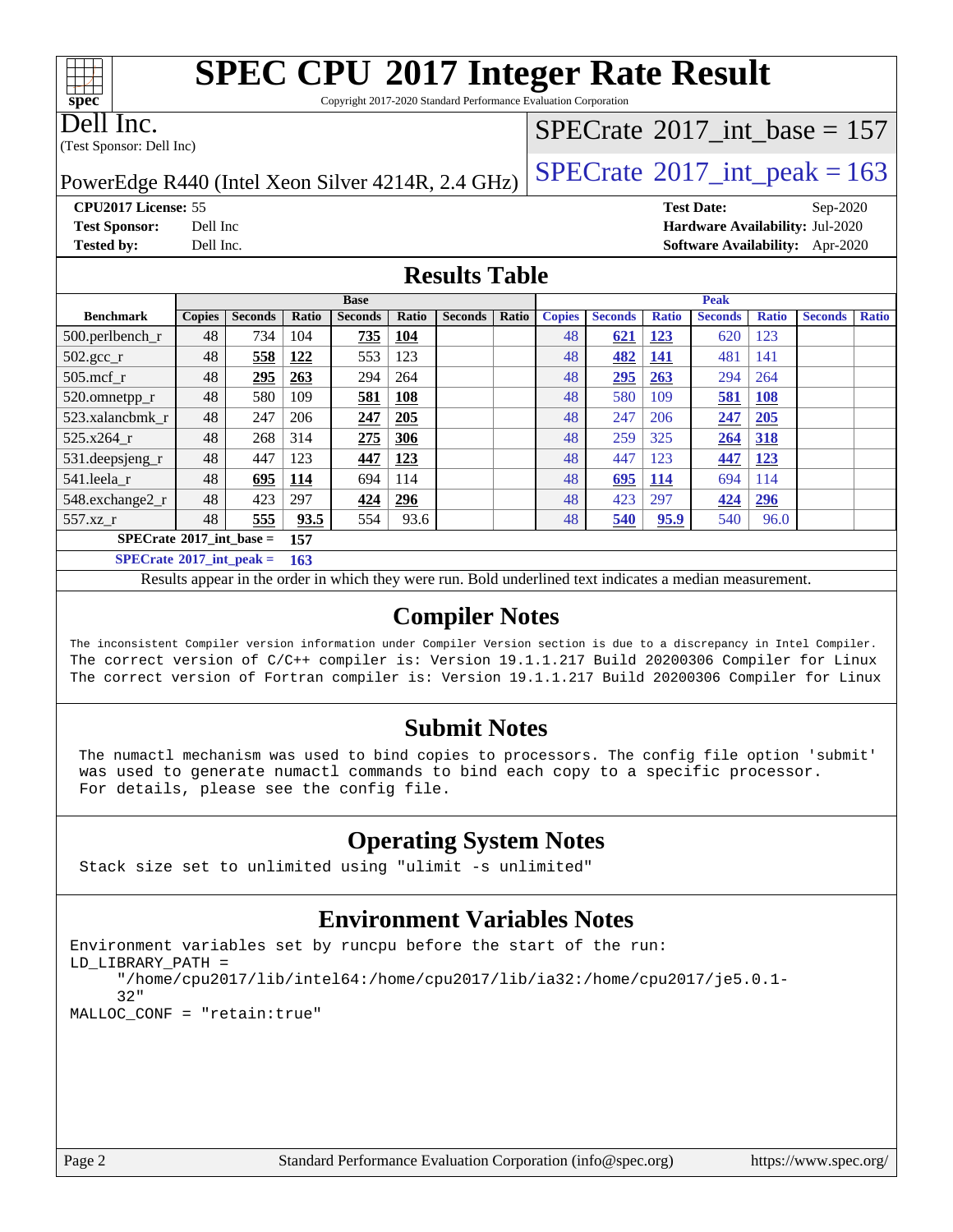# SPEC CPU 2017 Integer Rate Result

Copyright 2017-2020 Standard Performance Evaluation Corporation

**Dell Inc.**
(Test Sponsor: Dell Inc)

PowerEdge R440 (Intel Xeon Silver 4214R, 2.4 GHz)

SPECrate 2017_int_base = 157

SPECrate 2017_int_peak = 163

**CPU2017 License:** 55
**Test Sponsor:** Dell Inc
**Tested by:** Dell Inc.

**Test Date:** Sep-2020
**Hardware Availability:** Jul-2020
**Software Availability:** Apr-2020

## Results Table

| Benchmark | Base | | | | | | | Peak | | | | | | |
|---|---|---|---|---|---|---|---|---|---|---|---|---|---|---|
| | Copies | Seconds | Ratio | Seconds | Ratio | Seconds | Ratio | Copies | Seconds | Ratio | Seconds | Ratio | Seconds | Ratio |
| 500.perlbench_r | 48 | 734 | 104 | **735** | **104** | | | 48 | **621** | **123** | 620 | 123 | | |
| 502.gcc_r | 48 | **558** | **122** | 553 | 123 | | | 48 | **482** | **141** | 481 | 141 | | |
| 505.mcf_r | 48 | **295** | **263** | 294 | 264 | | | 48 | **295** | **263** | 294 | 264 | | |
| 520.omnetpp_r | 48 | 580 | 109 | **581** | **108** | | | 48 | 580 | 109 | **581** | **108** | | |
| 523.xalancbmk_r | 48 | 247 | 206 | **247** | **205** | | | 48 | 247 | 206 | **247** | **205** | | |
| 525.x264_r | 48 | 268 | 314 | **275** | **306** | | | 48 | 259 | 325 | **264** | **318** | | |
| 531.deepsjeng_r | 48 | 447 | 123 | **447** | **123** | | | 48 | 447 | 123 | **447** | **123** | | |
| 541.leela_r | 48 | **695** | **114** | 694 | 114 | | | 48 | **695** | **114** | 694 | 114 | | |
| 548.exchange2_r | 48 | 423 | 297 | **424** | **296** | | | 48 | 423 | 297 | **424** | **296** | | |
| 557.xz_r | 48 | **555** | **93.5** | 554 | 93.6 | | | 48 | **540** | **95.9** | 540 | 96.0 | | |

SPECrate 2017_int_base = **157**

SPECrate 2017_int_peak = **163**

Results appear in the order in which they were run. Bold underlined text indicates a median measurement.

## Compiler Notes

```
The inconsistent Compiler version information under Compiler Version section is due to a discrepancy in Intel Compiler.
The correct version of C/C++ compiler is: Version 19.1.1.217 Build 20200306 Compiler for Linux
The correct version of Fortran compiler is: Version 19.1.1.217 Build 20200306 Compiler for Linux
```

## Submit Notes

```
The numactl mechanism was used to bind copies to processors. The config file option 'submit'
was used to generate numactl commands to bind each copy to a specific processor.
For details, please see the config file.
```

## Operating System Notes

```
Stack size set to unlimited using "ulimit -s unlimited"
```

## Environment Variables Notes

```
Environment variables set by runcpu before the start of the run:
LD_LIBRARY_PATH =
     "/home/cpu2017/lib/intel64:/home/cpu2017/lib/ia32:/home/cpu2017/je5.0.1-
     32"
MALLOC_CONF = "retain:true"
```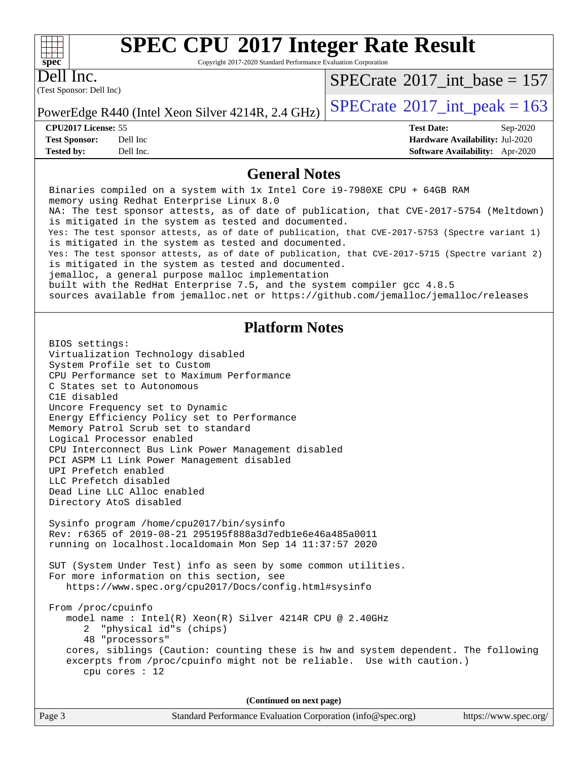# SPEC CPU 2017 Integer Rate Result

Copyright 2017-2020 Standard Performance Evaluation Corporation

Dell Inc.
(Test Sponsor: Dell Inc)

PowerEdge R440 (Intel Xeon Silver 4214R, 2.4 GHz)

SPECrate 2017_int_base = 157

SPECrate 2017_int_peak = 163

| | | | |
|---|---|---|---|
| **CPU2017 License:** | 55 | **Test Date:** | Sep-2020 |
| **Test Sponsor:** | Dell Inc | **Hardware Availability:** | Jul-2020 |
| **Tested by:** | Dell Inc. | **Software Availability:** | Apr-2020 |

## General Notes

```
Binaries compiled on a system with 1x Intel Core i9-7980XE CPU + 64GB RAM
memory using Redhat Enterprise Linux 8.0
NA: The test sponsor attests, as of date of publication, that CVE-2017-5754 (Meltdown)
is mitigated in the system as tested and documented.
Yes: The test sponsor attests, as of date of publication, that CVE-2017-5753 (Spectre variant 1)
is mitigated in the system as tested and documented.
Yes: The test sponsor attests, as of date of publication, that CVE-2017-5715 (Spectre variant 2)
is mitigated in the system as tested and documented.
jemalloc, a general purpose malloc implementation
built with the RedHat Enterprise 7.5, and the system compiler gcc 4.8.5
sources available from jemalloc.net or https://github.com/jemalloc/jemalloc/releases
```

## Platform Notes

```
BIOS settings:
Virtualization Technology disabled
System Profile set to Custom
CPU Performance set to Maximum Performance
C States set to Autonomous
C1E disabled
Uncore Frequency set to Dynamic
Energy Efficiency Policy set to Performance
Memory Patrol Scrub set to standard
Logical Processor enabled
CPU Interconnect Bus Link Power Management disabled
PCI ASPM L1 Link Power Management disabled
UPI Prefetch enabled
LLC Prefetch disabled
Dead Line LLC Alloc enabled
Directory AtoS disabled

Sysinfo program /home/cpu2017/bin/sysinfo
Rev: r6365 of 2019-08-21 295195f888a3d7edb1e6e46a485a0011
running on localhost.localdomain Mon Sep 14 11:37:57 2020

SUT (System Under Test) info as seen by some common utilities.
For more information on this section, see
   https://www.spec.org/cpu2017/Docs/config.html#sysinfo

From /proc/cpuinfo
   model name : Intel(R) Xeon(R) Silver 4214R CPU @ 2.40GHz
      2  "physical id"s (chips)
      48 "processors"
   cores, siblings (Caution: counting these is hw and system dependent. The following
   excerpts from /proc/cpuinfo might not be reliable.  Use with caution.)
      cpu cores : 12
```

(Continued on next page)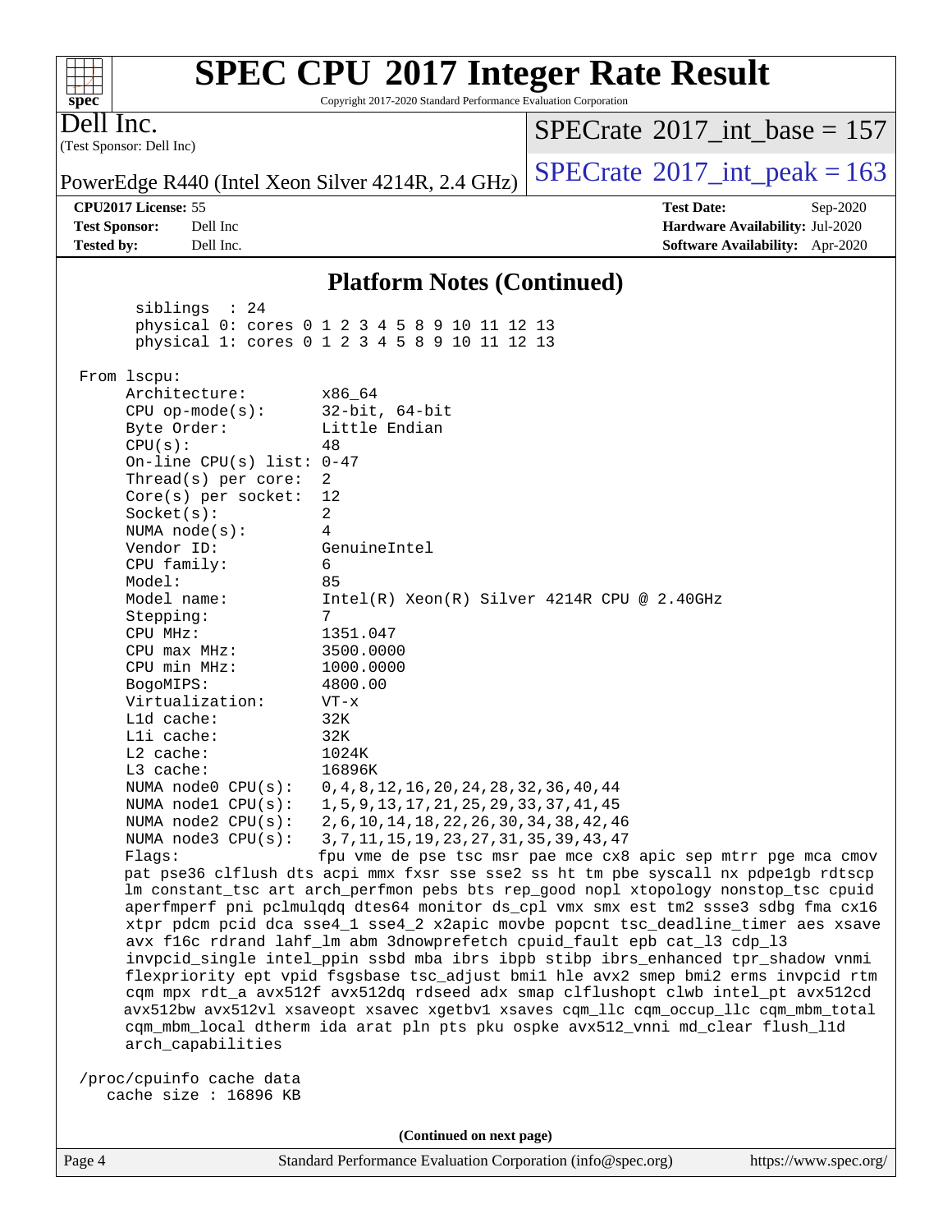# SPEC CPU 2017 Integer Rate Result

Copyright 2017-2020 Standard Performance Evaluation Corporation

**Dell Inc.**
(Test Sponsor: Dell Inc)

PowerEdge R440 (Intel Xeon Silver 4214R, 2.4 GHz)

SPECrate 2017_int_base = 157

SPECrate 2017_int_peak = 163

**CPU2017 License:** 55
**Test Sponsor:** Dell Inc
**Tested by:** Dell Inc.

**Test Date:** Sep-2020
**Hardware Availability:** Jul-2020
**Software Availability:** Apr-2020

## Platform Notes (Continued)

```
       siblings  : 24
       physical 0: cores 0 1 2 3 4 5 8 9 10 11 12 13
       physical 1: cores 0 1 2 3 4 5 8 9 10 11 12 13

 From lscpu:
      Architecture:          x86_64
      CPU op-mode(s):        32-bit, 64-bit
      Byte Order:            Little Endian
      CPU(s):                48
      On-line CPU(s) list: 0-47
      Thread(s) per core:  2
      Core(s) per socket:  12
      Socket(s):             2
      NUMA node(s):          4
      Vendor ID:             GenuineIntel
      CPU family:            6
      Model:                 85
      Model name:            Intel(R) Xeon(R) Silver 4214R CPU @ 2.40GHz
      Stepping:              7
      CPU MHz:               1351.047
      CPU max MHz:           3500.0000
      CPU min MHz:           1000.0000
      BogoMIPS:              4800.00
      Virtualization:        VT-x
      L1d cache:             32K
      L1i cache:             32K
      L2 cache:              1024K
      L3 cache:              16896K
      NUMA node0 CPU(s):   0,4,8,12,16,20,24,28,32,36,40,44
      NUMA node1 CPU(s):   1,5,9,13,17,21,25,29,33,37,41,45
      NUMA node2 CPU(s):   2,6,10,14,18,22,26,30,34,38,42,46
      NUMA node3 CPU(s):   3,7,11,15,19,23,27,31,35,39,43,47
      Flags:                 fpu vme de pse tsc msr pae mce cx8 apic sep mtrr pge mca cmov
      pat pse36 clflush dts acpi mmx fxsr sse sse2 ss ht tm pbe syscall nx pdpe1gb rdtscp
      lm constant_tsc art arch_perfmon pebs bts rep_good nopl xtopology nonstop_tsc cpuid
      aperfmperf pni pclmulqdq dtes64 monitor ds_cpl vmx smx est tm2 ssse3 sdbg fma cx16
      xtpr pdcm pcid dca sse4_1 sse4_2 x2apic movbe popcnt tsc_deadline_timer aes xsave
      avx f16c rdrand lahf_lm abm 3dnowprefetch cpuid_fault epb cat_l3 cdp_l3
      invpcid_single intel_ppin ssbd mba ibrs ibpb stibp ibrs_enhanced tpr_shadow vnmi
      flexpriority ept vpid fsgsbase tsc_adjust bmi1 hle avx2 smep bmi2 erms invpcid rtm
      cqm mpx rdt_a avx512f avx512dq rdseed adx smap clflushopt clwb intel_pt avx512cd
      avx512bw avx512vl xsaveopt xsavec xgetbv1 xsaves cqm_llc cqm_occup_llc cqm_mbm_total
      cqm_mbm_local dtherm ida arat pln pts pku ospke avx512_vnni md_clear flush_l1d
      arch_capabilities

 /proc/cpuinfo cache data
    cache size : 16896 KB
```

(Continued on next page)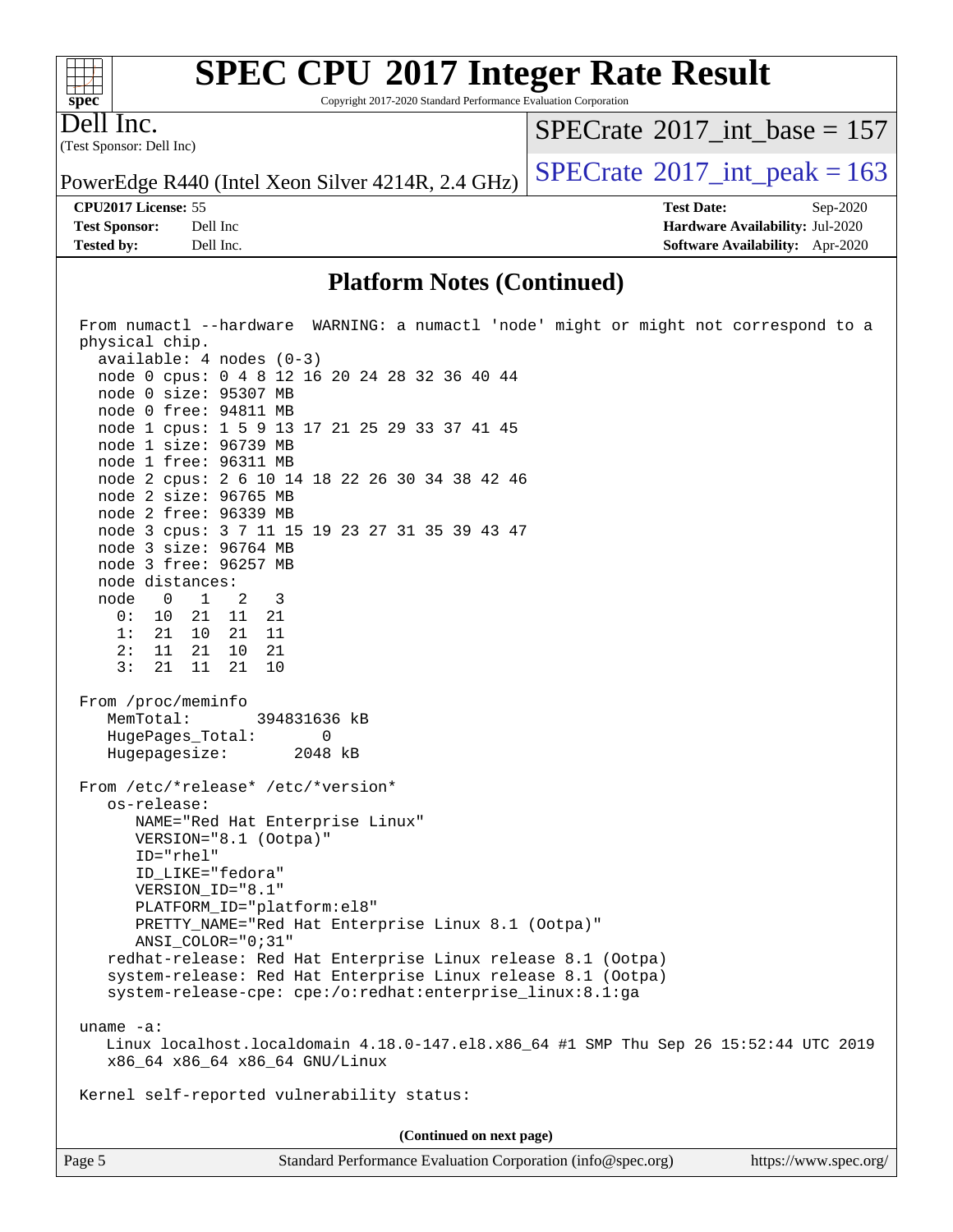## Platform Notes (Continued)

```
From numactl --hardware  WARNING: a numactl 'node' might or might not correspond to a
physical chip.
  available: 4 nodes (0-3)
  node 0 cpus: 0 4 8 12 16 20 24 28 32 36 40 44
  node 0 size: 95307 MB
  node 0 free: 94811 MB
  node 1 cpus: 1 5 9 13 17 21 25 29 33 37 41 45
  node 1 size: 96739 MB
  node 1 free: 96311 MB
  node 2 cpus: 2 6 10 14 18 22 26 30 34 38 42 46
  node 2 size: 96765 MB
  node 2 free: 96339 MB
  node 3 cpus: 3 7 11 15 19 23 27 31 35 39 43 47
  node 3 size: 96764 MB
  node 3 free: 96257 MB
  node distances:
  node   0   1   2   3
    0:  10  21  11  21
    1:  21  10  21  11
    2:  11  21  10  21
    3:  21  11  21  10

From /proc/meminfo
   MemTotal:       394831636 kB
   HugePages_Total:       0
   Hugepagesize:       2048 kB

From /etc/*release* /etc/*version*
   os-release:
      NAME="Red Hat Enterprise Linux"
      VERSION="8.1 (Ootpa)"
      ID="rhel"
      ID_LIKE="fedora"
      VERSION_ID="8.1"
      PLATFORM_ID="platform:el8"
      PRETTY_NAME="Red Hat Enterprise Linux 8.1 (Ootpa)"
      ANSI_COLOR="0;31"
   redhat-release: Red Hat Enterprise Linux release 8.1 (Ootpa)
   system-release: Red Hat Enterprise Linux release 8.1 (Ootpa)
   system-release-cpe: cpe:/o:redhat:enterprise_linux:8.1:ga

uname -a:
   Linux localhost.localdomain 4.18.0-147.el8.x86_64 #1 SMP Thu Sep 26 15:52:44 UTC 2019
   x86_64 x86_64 x86_64 GNU/Linux

Kernel self-reported vulnerability status:
```

**(Continued on next page)**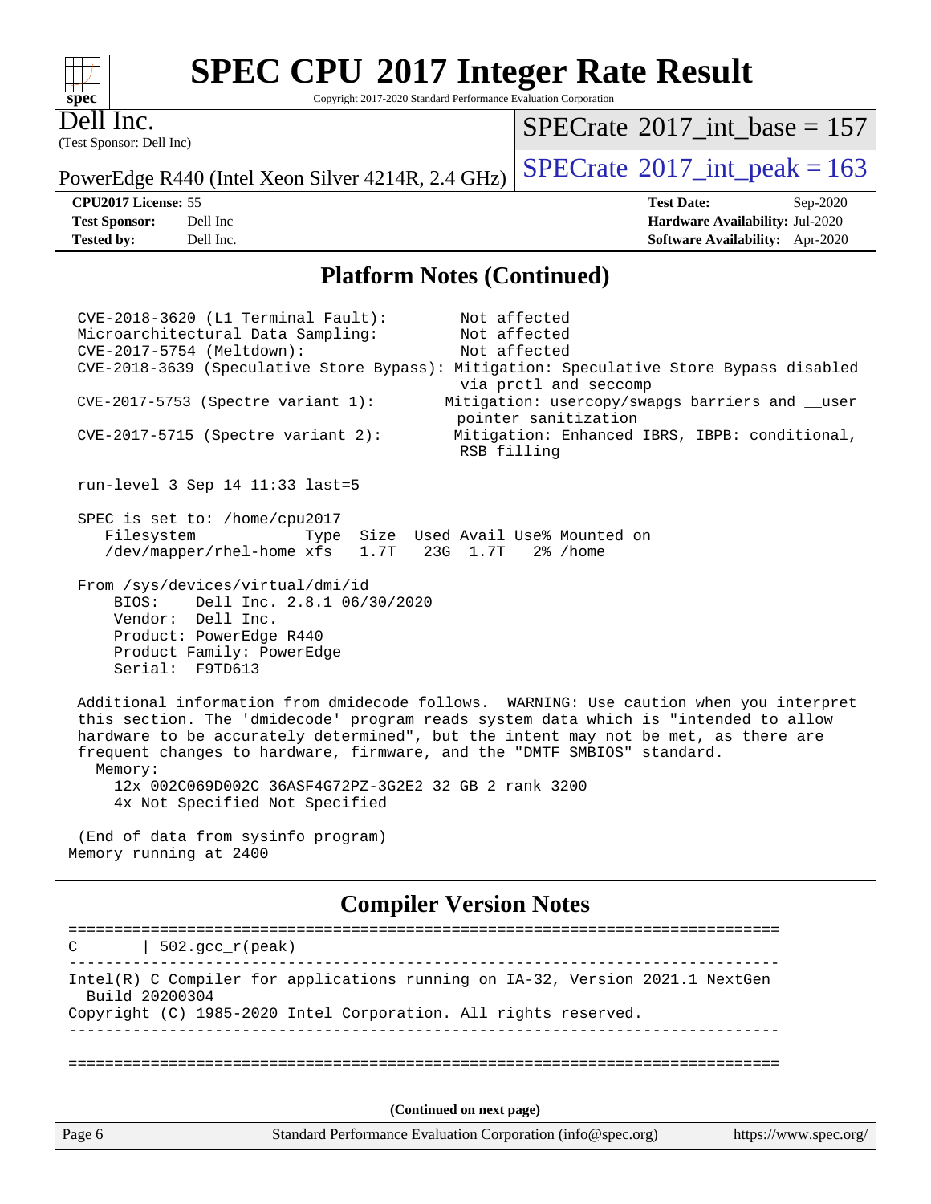## Platform Notes (Continued)

```
 CVE-2018-3620 (L1 Terminal Fault):        Not affected
 Microarchitectural Data Sampling:         Not affected
 CVE-2017-5754 (Meltdown):                 Not affected
 CVE-2018-3639 (Speculative Store Bypass): Mitigation: Speculative Store Bypass disabled
                                            via prctl and seccomp
 CVE-2017-5753 (Spectre variant 1):       Mitigation: usercopy/swapgs barriers and __user
                                            pointer sanitization
 CVE-2017-5715 (Spectre variant 2):        Mitigation: Enhanced IBRS, IBPB: conditional,
                                            RSB filling

 run-level 3 Sep 14 11:33 last=5

 SPEC is set to: /home/cpu2017
    Filesystem            Type  Size  Used Avail Use% Mounted on
    /dev/mapper/rhel-home xfs   1.7T   23G  1.7T   2% /home

 From /sys/devices/virtual/dmi/id
     BIOS:    Dell Inc. 2.8.1 06/30/2020
     Vendor:  Dell Inc.
     Product: PowerEdge R440
     Product Family: PowerEdge
     Serial:  F9TD613

 Additional information from dmidecode follows.  WARNING: Use caution when you interpret
 this section. The 'dmidecode' program reads system data which is "intended to allow
 hardware to be accurately determined", but the intent may not be met, as there are
 frequent changes to hardware, firmware, and the "DMTF SMBIOS" standard.
   Memory:
     12x 002C069D002C 36ASF4G72PZ-3G2E2 32 GB 2 rank 3200
     4x Not Specified Not Specified

 (End of data from sysinfo program)
Memory running at 2400
```

## Compiler Version Notes

```
==============================================================================
C       | 502.gcc_r(peak)
------------------------------------------------------------------------------
Intel(R) C Compiler for applications running on IA-32, Version 2021.1 NextGen
  Build 20200304
Copyright (C) 1985-2020 Intel Corporation. All rights reserved.
------------------------------------------------------------------------------

==============================================================================
```

(Continued on next page)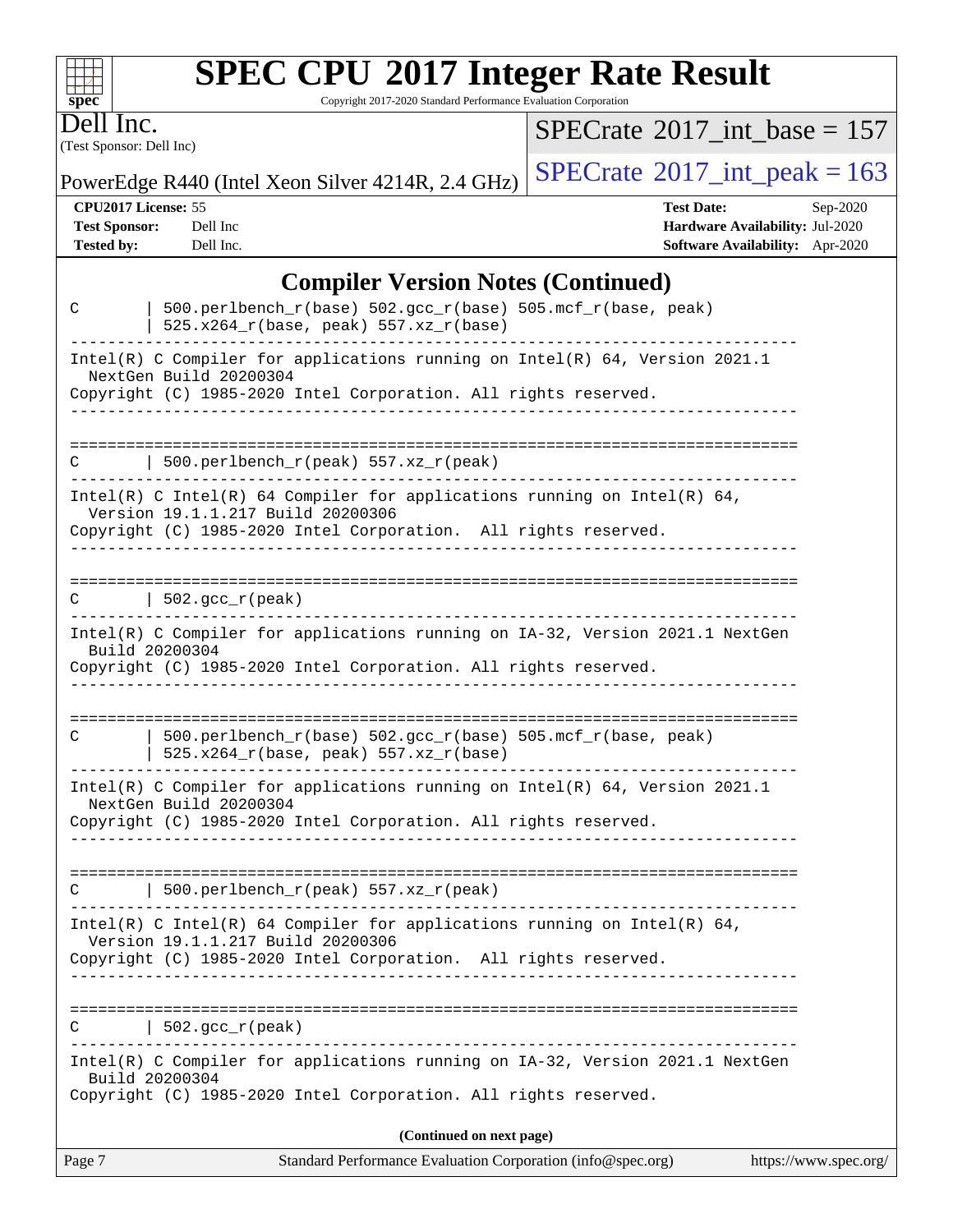## Compiler Version Notes (Continued)

```
C       | 500.perlbench_r(base) 502.gcc_r(base) 505.mcf_r(base, peak)
        | 525.x264_r(base, peak) 557.xz_r(base)
------------------------------------------------------------------------------
Intel(R) C Compiler for applications running on Intel(R) 64, Version 2021.1
  NextGen Build 20200304
Copyright (C) 1985-2020 Intel Corporation. All rights reserved.
------------------------------------------------------------------------------

==============================================================================
C       | 500.perlbench_r(peak) 557.xz_r(peak)
------------------------------------------------------------------------------
Intel(R) C Intel(R) 64 Compiler for applications running on Intel(R) 64,
  Version 19.1.1.217 Build 20200306
Copyright (C) 1985-2020 Intel Corporation.  All rights reserved.
------------------------------------------------------------------------------

==============================================================================
C       | 502.gcc_r(peak)
------------------------------------------------------------------------------
Intel(R) C Compiler for applications running on IA-32, Version 2021.1 NextGen
  Build 20200304
Copyright (C) 1985-2020 Intel Corporation. All rights reserved.
------------------------------------------------------------------------------

==============================================================================
C       | 500.perlbench_r(base) 502.gcc_r(base) 505.mcf_r(base, peak)
        | 525.x264_r(base, peak) 557.xz_r(base)
------------------------------------------------------------------------------
Intel(R) C Compiler for applications running on Intel(R) 64, Version 2021.1
  NextGen Build 20200304
Copyright (C) 1985-2020 Intel Corporation. All rights reserved.
------------------------------------------------------------------------------

==============================================================================
C       | 500.perlbench_r(peak) 557.xz_r(peak)
------------------------------------------------------------------------------
Intel(R) C Intel(R) 64 Compiler for applications running on Intel(R) 64,
  Version 19.1.1.217 Build 20200306
Copyright (C) 1985-2020 Intel Corporation.  All rights reserved.
------------------------------------------------------------------------------

==============================================================================
C       | 502.gcc_r(peak)
------------------------------------------------------------------------------
Intel(R) C Compiler for applications running on IA-32, Version 2021.1 NextGen
  Build 20200304
Copyright (C) 1985-2020 Intel Corporation. All rights reserved.
```

(Continued on next page)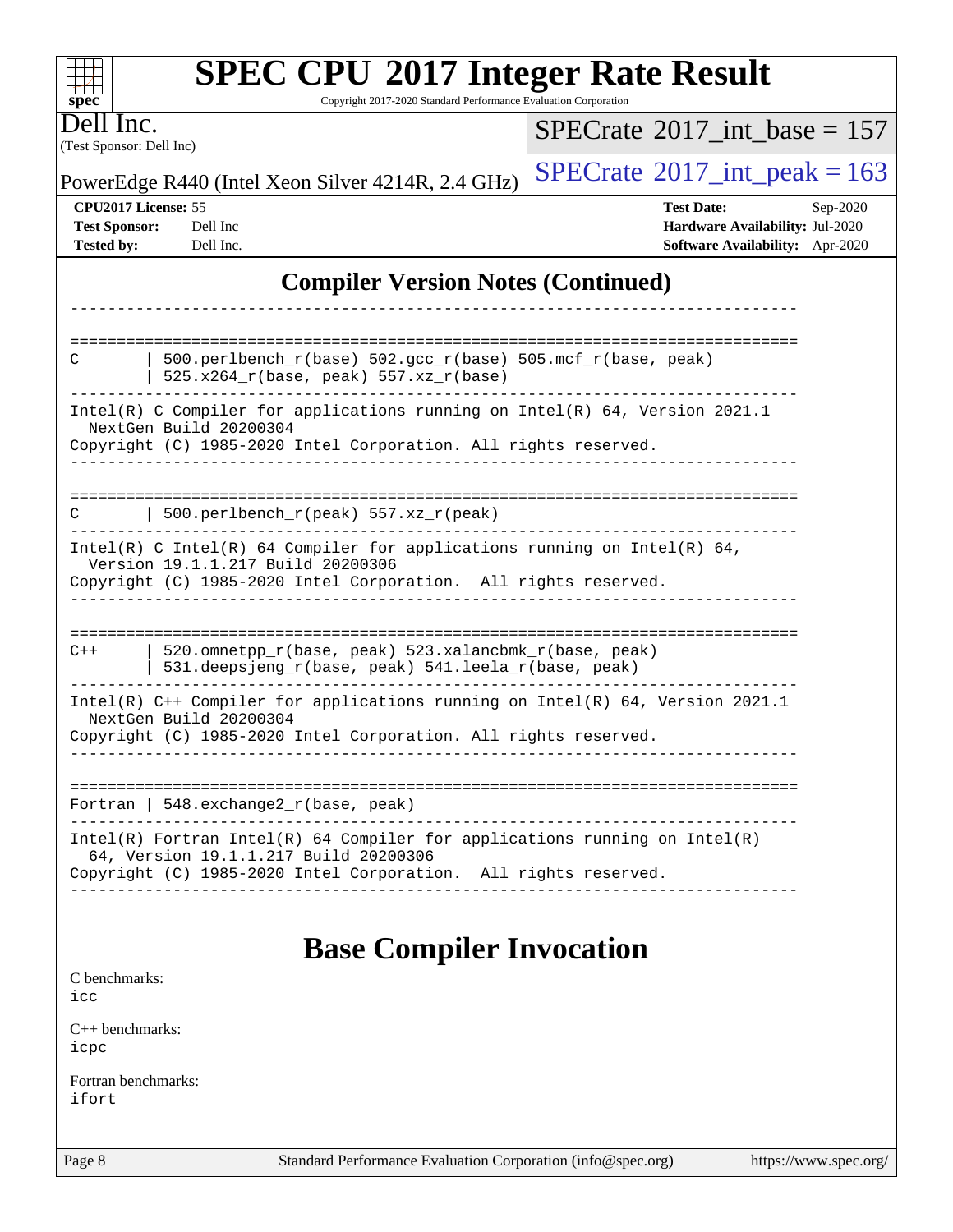## Compiler Version Notes (Continued)

```
------------------------------------------------------------------------------

==============================================================================
C        | 500.perlbench_r(base) 502.gcc_r(base) 505.mcf_r(base, peak)
         | 525.x264_r(base, peak) 557.xz_r(base)
------------------------------------------------------------------------------
Intel(R) C Compiler for applications running on Intel(R) 64, Version 2021.1
  NextGen Build 20200304
Copyright (C) 1985-2020 Intel Corporation. All rights reserved.
------------------------------------------------------------------------------

==============================================================================
C        | 500.perlbench_r(peak) 557.xz_r(peak)
------------------------------------------------------------------------------
Intel(R) C Intel(R) 64 Compiler for applications running on Intel(R) 64,
  Version 19.1.1.217 Build 20200306
Copyright (C) 1985-2020 Intel Corporation.  All rights reserved.
------------------------------------------------------------------------------

==============================================================================
C++      | 520.omnetpp_r(base, peak) 523.xalancbmk_r(base, peak)
         | 531.deepsjeng_r(base, peak) 541.leela_r(base, peak)
------------------------------------------------------------------------------
Intel(R) C++ Compiler for applications running on Intel(R) 64, Version 2021.1
  NextGen Build 20200304
Copyright (C) 1985-2020 Intel Corporation. All rights reserved.
------------------------------------------------------------------------------

==============================================================================
Fortran | 548.exchange2_r(base, peak)
------------------------------------------------------------------------------
Intel(R) Fortran Intel(R) 64 Compiler for applications running on Intel(R)
  64, Version 19.1.1.217 Build 20200306
Copyright (C) 1985-2020 Intel Corporation.  All rights reserved.
------------------------------------------------------------------------------
```

## Base Compiler Invocation

C benchmarks:
icc

C++ benchmarks:
icpc

Fortran benchmarks:
ifort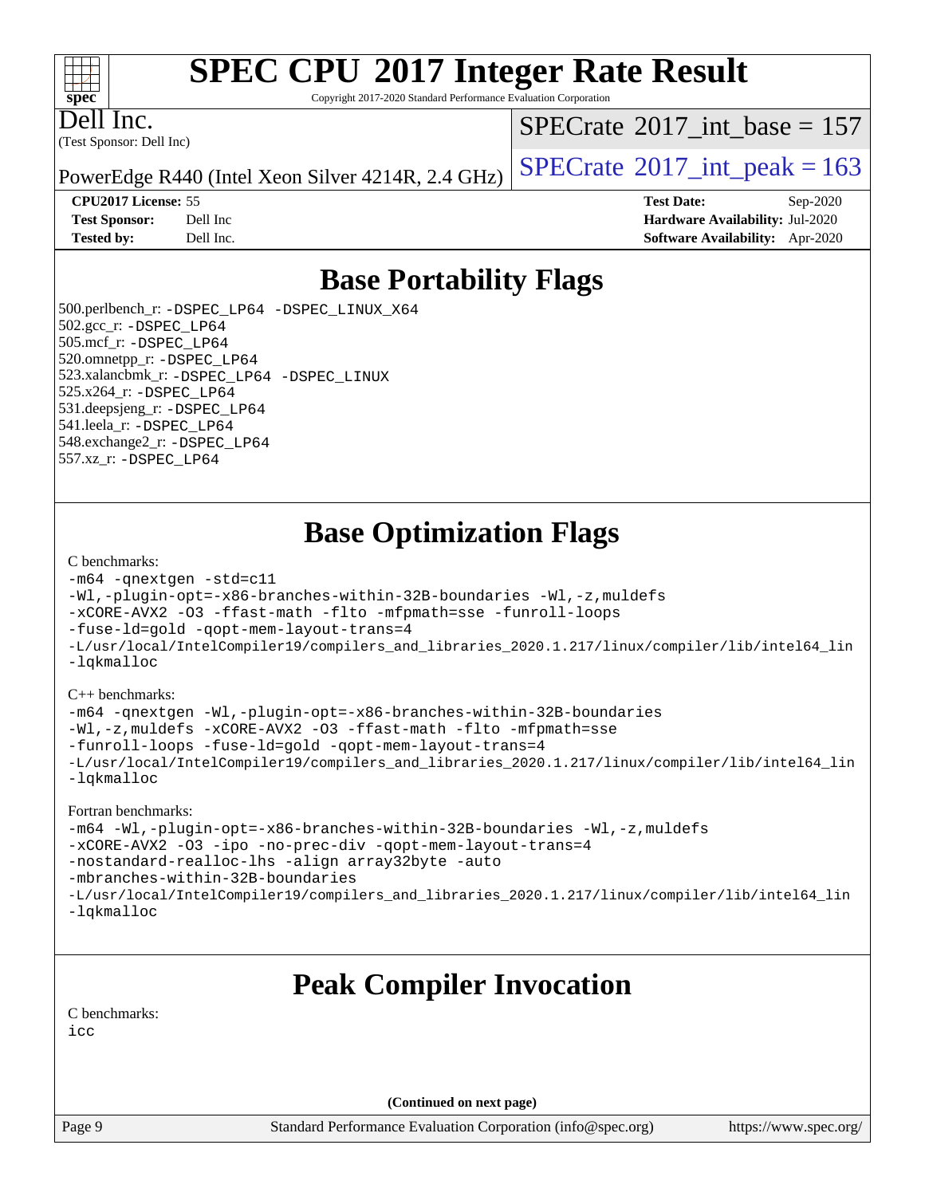# SPEC CPU 2017 Integer Rate Result

Copyright 2017-2020 Standard Performance Evaluation Corporation

Dell Inc.
(Test Sponsor: Dell Inc)

PowerEdge R440 (Intel Xeon Silver 4214R, 2.4 GHz)

SPECrate 2017_int_base = 157

SPECrate 2017_int_peak = 163

**CPU2017 License:** 55
**Test Sponsor:** Dell Inc
**Tested by:** Dell Inc.

**Test Date:** Sep-2020
**Hardware Availability:** Jul-2020
**Software Availability:** Apr-2020

## Base Portability Flags

500.perlbench_r: -DSPEC_LP64 -DSPEC_LINUX_X64
502.gcc_r: -DSPEC_LP64
505.mcf_r: -DSPEC_LP64
520.omnetpp_r: -DSPEC_LP64
523.xalancbmk_r: -DSPEC_LP64 -DSPEC_LINUX
525.x264_r: -DSPEC_LP64
531.deepsjeng_r: -DSPEC_LP64
541.leela_r: -DSPEC_LP64
548.exchange2_r: -DSPEC_LP64
557.xz_r: -DSPEC_LP64

## Base Optimization Flags

C benchmarks:

```
-m64 -qnextgen -std=c11
-Wl,-plugin-opt=-x86-branches-within-32B-boundaries -Wl,-z,muldefs
-xCORE-AVX2 -O3 -ffast-math -flto -mfpmath=sse -funroll-loops
-fuse-ld=gold -qopt-mem-layout-trans=4
-L/usr/local/IntelCompiler19/compilers_and_libraries_2020.1.217/linux/compiler/lib/intel64_lin
-lqkmalloc
```

C++ benchmarks:

```
-m64 -qnextgen -Wl,-plugin-opt=-x86-branches-within-32B-boundaries
-Wl,-z,muldefs -xCORE-AVX2 -O3 -ffast-math -flto -mfpmath=sse
-funroll-loops -fuse-ld=gold -qopt-mem-layout-trans=4
-L/usr/local/IntelCompiler19/compilers_and_libraries_2020.1.217/linux/compiler/lib/intel64_lin
-lqkmalloc
```

Fortran benchmarks:

```
-m64 -Wl,-plugin-opt=-x86-branches-within-32B-boundaries -Wl,-z,muldefs
-xCORE-AVX2 -O3 -ipo -no-prec-div -qopt-mem-layout-trans=4
-nostandard-realloc-lhs -align array32byte -auto
-mbranches-within-32B-boundaries
-L/usr/local/IntelCompiler19/compilers_and_libraries_2020.1.217/linux/compiler/lib/intel64_lin
-lqkmalloc
```

## Peak Compiler Invocation

C benchmarks:

```
icc
```

**(Continued on next page)**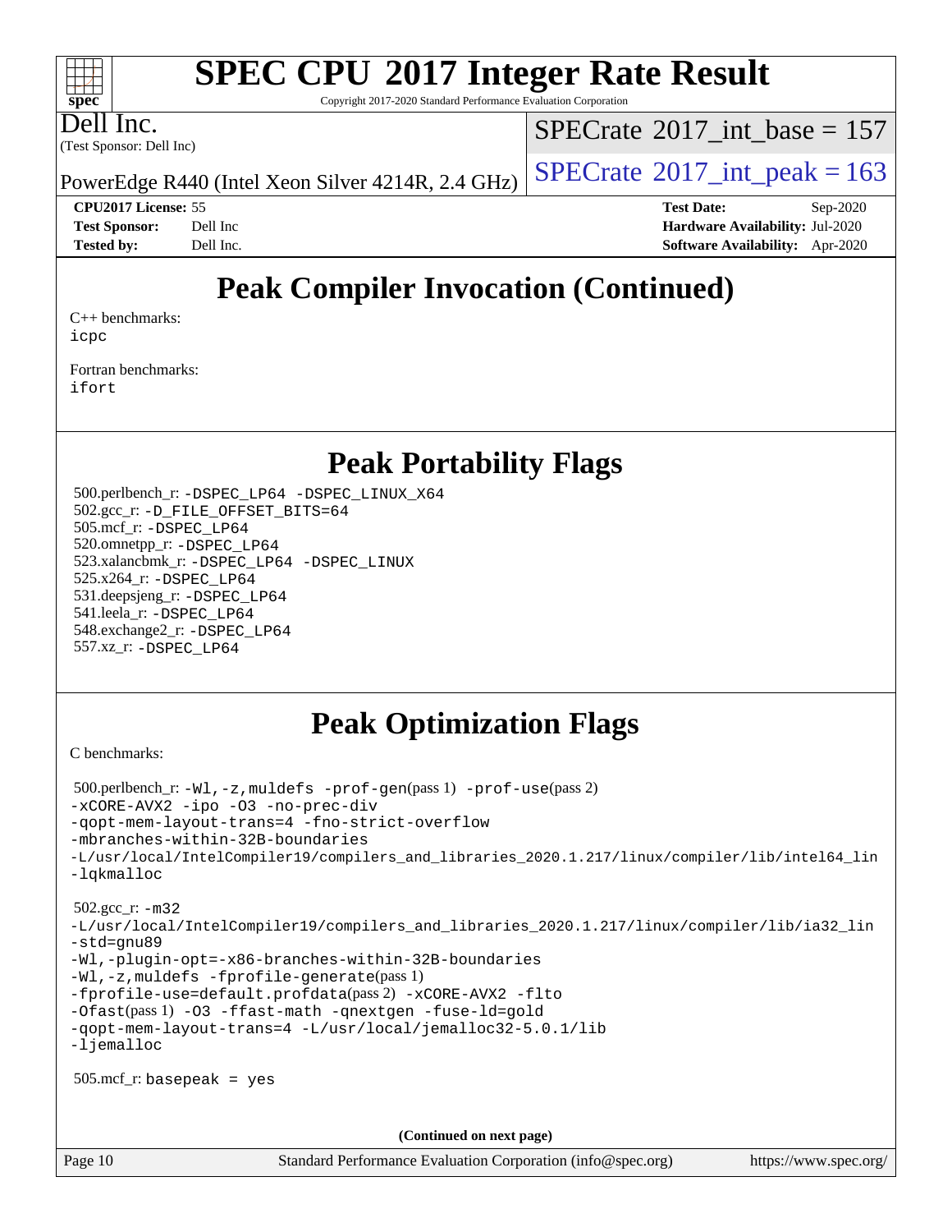## Peak Compiler Invocation (Continued)

C++ benchmarks:
icpc

Fortran benchmarks:
ifort

## Peak Portability Flags

500.perlbench_r: -DSPEC_LP64 -DSPEC_LINUX_X64
502.gcc_r: -D_FILE_OFFSET_BITS=64
505.mcf_r: -DSPEC_LP64
520.omnetpp_r: -DSPEC_LP64
523.xalancbmk_r: -DSPEC_LP64 -DSPEC_LINUX
525.x264_r: -DSPEC_LP64
531.deepsjeng_r: -DSPEC_LP64
541.leela_r: -DSPEC_LP64
548.exchange2_r: -DSPEC_LP64
557.xz_r: -DSPEC_LP64

## Peak Optimization Flags

C benchmarks:

500.perlbench_r: -Wl,-z,muldefs -prof-gen(pass 1) -prof-use(pass 2)
-xCORE-AVX2 -ipo -O3 -no-prec-div
-qopt-mem-layout-trans=4 -fno-strict-overflow
-mbranches-within-32B-boundaries
-L/usr/local/IntelCompiler19/compilers_and_libraries_2020.1.217/linux/compiler/lib/intel64_lin
-lqkmalloc

502.gcc_r: -m32
-L/usr/local/IntelCompiler19/compilers_and_libraries_2020.1.217/linux/compiler/lib/ia32_lin
-std=gnu89
-Wl,-plugin-opt=-x86-branches-within-32B-boundaries
-Wl,-z,muldefs -fprofile-generate(pass 1)
-fprofile-use=default.profdata(pass 2) -xCORE-AVX2 -flto
-Ofast(pass 1) -O3 -ffast-math -qnextgen -fuse-ld=gold
-qopt-mem-layout-trans=4 -L/usr/local/jemalloc32-5.0.1/lib
-ljemalloc

505.mcf_r: basepeak = yes

(Continued on next page)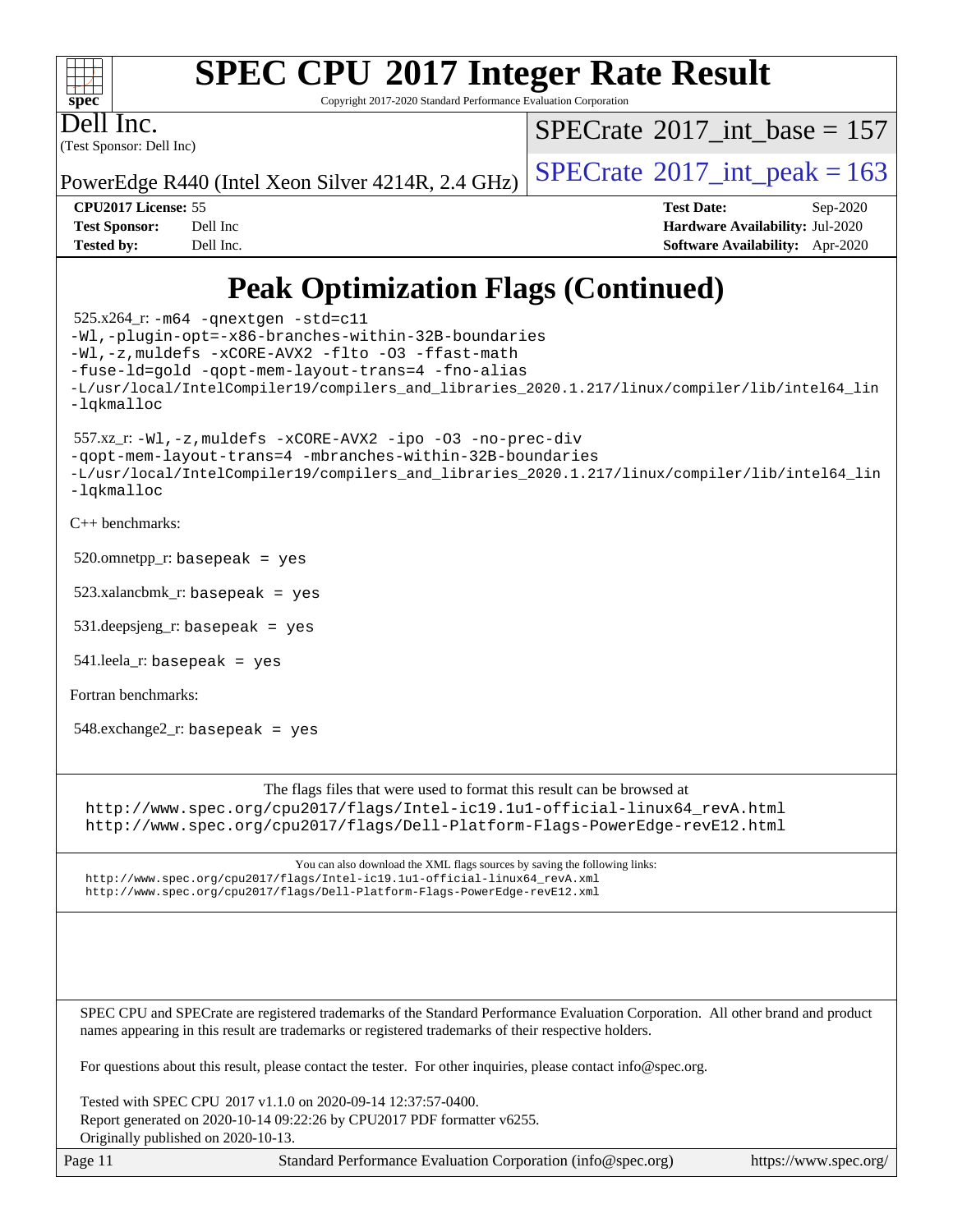# Peak Optimization Flags (Continued)

525.x264_r: -m64 -qnextgen -std=c11
-Wl,-plugin-opt=-x86-branches-within-32B-boundaries
-Wl,-z,muldefs -xCORE-AVX2 -flto -O3 -ffast-math
-fuse-ld=gold -qopt-mem-layout-trans=4 -fno-alias
-L/usr/local/IntelCompiler19/compilers_and_libraries_2020.1.217/linux/compiler/lib/intel64_lin
-lqkmalloc

557.xz_r: -Wl,-z,muldefs -xCORE-AVX2 -ipo -O3 -no-prec-div
-qopt-mem-layout-trans=4 -mbranches-within-32B-boundaries
-L/usr/local/IntelCompiler19/compilers_and_libraries_2020.1.217/linux/compiler/lib/intel64_lin
-lqkmalloc

C++ benchmarks:

520.omnetpp_r: basepeak = yes

523.xalancbmk_r: basepeak = yes

531.deepsjeng_r: basepeak = yes

541.leela_r: basepeak = yes

Fortran benchmarks:

548.exchange2_r: basepeak = yes

The flags files that were used to format this result can be browsed at
http://www.spec.org/cpu2017/flags/Intel-ic19.1u1-official-linux64_revA.html
http://www.spec.org/cpu2017/flags/Dell-Platform-Flags-PowerEdge-revE12.html

You can also download the XML flags sources by saving the following links:
http://www.spec.org/cpu2017/flags/Intel-ic19.1u1-official-linux64_revA.xml
http://www.spec.org/cpu2017/flags/Dell-Platform-Flags-PowerEdge-revE12.xml

SPEC CPU and SPECrate are registered trademarks of the Standard Performance Evaluation Corporation. All other brand and product names appearing in this result are trademarks or registered trademarks of their respective holders.

For questions about this result, please contact the tester. For other inquiries, please contact info@spec.org.

Tested with SPEC CPU 2017 v1.1.0 on 2020-09-14 12:37:57-0400.
Report generated on 2020-10-14 09:22:26 by CPU2017 PDF formatter v6255.
Originally published on 2020-10-13.